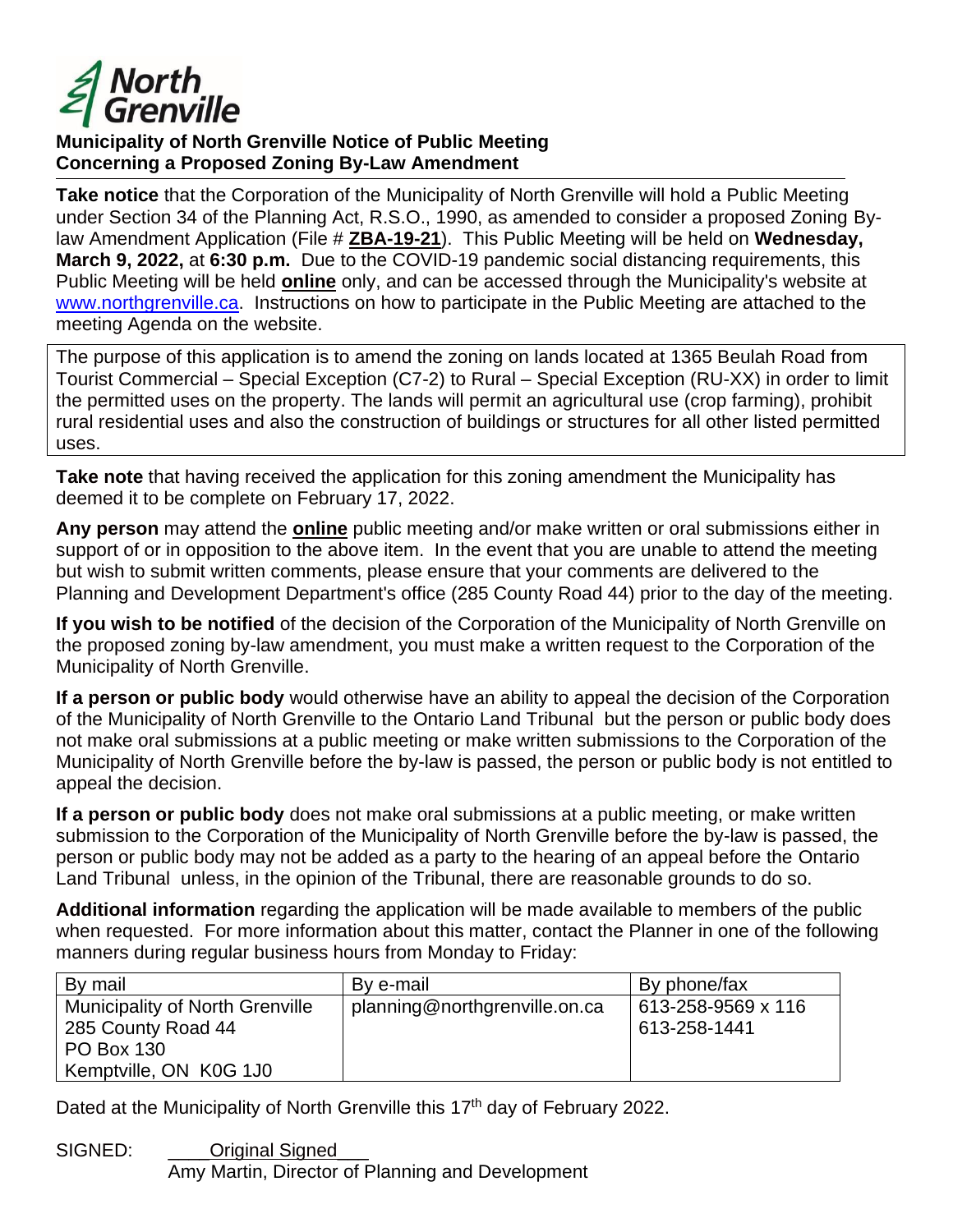North Grenville

**Municipality of North Grenville Notice of Public Meeting**
**Concerning a Proposed Zoning By-Law Amendment**

---

**Take notice** that the Corporation of the Municipality of North Grenville will hold a Public Meeting under Section 34 of the Planning Act, R.S.O., 1990, as amended to consider a proposed Zoning By-law Amendment Application (File # **ZBA-19-21**). This Public Meeting will be held on **Wednesday, March 9, 2022,** at **6:30 p.m.** Due to the COVID-19 pandemic social distancing requirements, this Public Meeting will be held **online** only, and can be accessed through the Municipality's website at www.northgrenville.ca. Instructions on how to participate in the Public Meeting are attached to the meeting Agenda on the website.

The purpose of this application is to amend the zoning on lands located at 1365 Beulah Road from Tourist Commercial – Special Exception (C7-2) to Rural – Special Exception (RU-XX) in order to limit the permitted uses on the property. The lands will permit an agricultural use (crop farming), prohibit rural residential uses and also the construction of buildings or structures for all other listed permitted uses.

**Take note** that having received the application for this zoning amendment the Municipality has deemed it to be complete on February 17, 2022.

**Any person** may attend the **online** public meeting and/or make written or oral submissions either in support of or in opposition to the above item. In the event that you are unable to attend the meeting but wish to submit written comments, please ensure that your comments are delivered to the Planning and Development Department's office (285 County Road 44) prior to the day of the meeting.

**If you wish to be notified** of the decision of the Corporation of the Municipality of North Grenville on the proposed zoning by-law amendment, you must make a written request to the Corporation of the Municipality of North Grenville.

**If a person or public body** would otherwise have an ability to appeal the decision of the Corporation of the Municipality of North Grenville to the Ontario Land Tribunal but the person or public body does not make oral submissions at a public meeting or make written submissions to the Corporation of the Municipality of North Grenville before the by-law is passed, the person or public body is not entitled to appeal the decision.

**If a person or public body** does not make oral submissions at a public meeting, or make written submission to the Corporation of the Municipality of North Grenville before the by-law is passed, the person or public body may not be added as a party to the hearing of an appeal before the Ontario Land Tribunal unless, in the opinion of the Tribunal, there are reasonable grounds to do so.

**Additional information** regarding the application will be made available to members of the public when requested. For more information about this matter, contact the Planner in one of the following manners during regular business hours from Monday to Friday:

| By mail | By e-mail | By phone/fax |
|---|---|---|
| Municipality of North Grenville<br>285 County Road 44<br>PO Box 130<br>Kemptville, ON K0G 1J0 | planning@northgrenville.on.ca | 613-258-9569 x 116<br>613-258-1441 |

Dated at the Municipality of North Grenville this 17th day of February 2022.

SIGNED: Original Signed
Amy Martin, Director of Planning and Development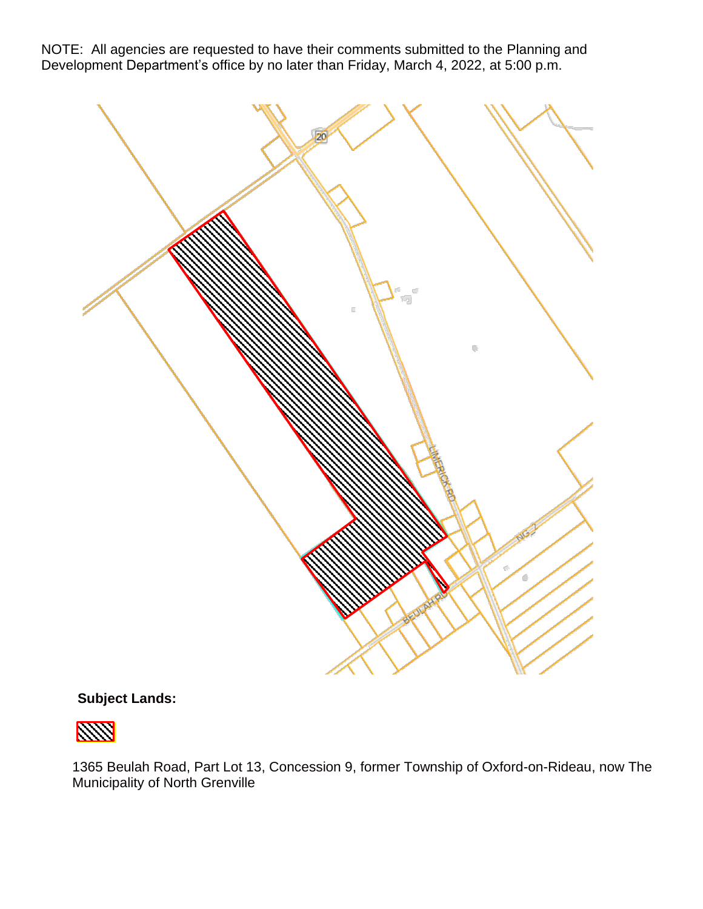NOTE: All agencies are requested to have their comments submitted to the Planning and Development Department's office by no later than Friday, March 4, 2022, at 5:00 p.m.

20

LIMERICK RD

NG 2

BEULAH RD

**Subject Lands:**

1365 Beulah Road, Part Lot 13, Concession 9, former Township of Oxford-on-Rideau, now The Municipality of North Grenville